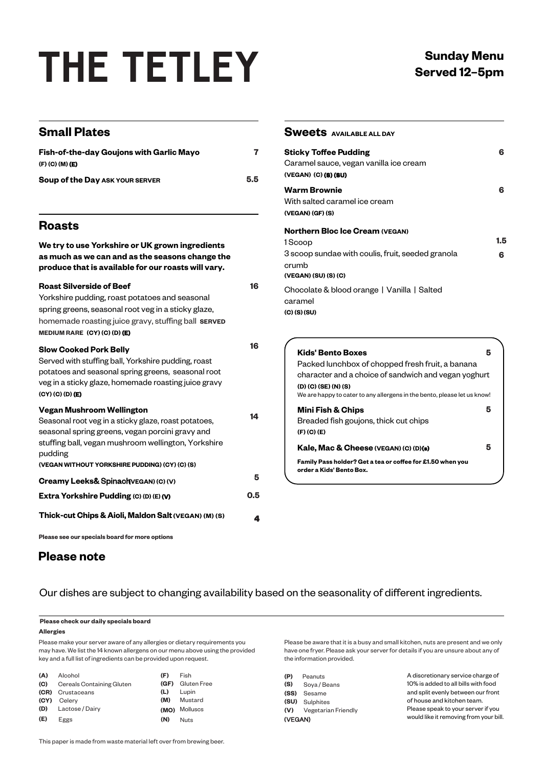# THE TETLEY

**Sunday Menu**
**Served 12–5pm**

## Small Plates

**Fish-of-the-day Goujons with Garlic Mayo** — 7
(F) (C) (M) (E)

**Soup of the Day** ASK YOUR SERVER — 5.5

## Roasts

**We try to use Yorkshire or UK grown ingredients as much as we can and as the seasons change the produce that is available for our roasts will vary.**

**Roast Silverside of Beef** — 16
Yorkshire pudding, roast potatoes and seasonal spring greens, seasonal root veg in a sticky glaze, homemade roasting juice gravy, stuffing ball **SERVED MEDIUM RARE** (CY) (C) (D) (E)

**Slow Cooked Pork Belly** — 16
Served with stuffing ball, Yorkshire pudding, roast potatoes and seasonal spring greens, seasonal root veg in a sticky glaze, homemade roasting juice gravy
(CY) (C) (D) (E)

**Vegan Mushroom Wellington** — 14
Seasonal root veg in a sticky glaze, roast potatoes, seasonal spring greens, vegan porcini gravy and stuffing ball, vegan mushroom wellington, Yorkshire pudding
(VEGAN WITHOUT YORKSHIRE PUDDING) (CY) (C) (S)

**Creamy Leeks& Spinach** (VEGAN) (C) (V) — 5

**Extra Yorkshire Pudding** (C) (D) (E) (V) — 0.5

**Thick-cut Chips & Aioli, Maldon Salt** (VEGAN) (M) (S) — 4

**Please see our specials board for more options**

## Sweets AVAILABLE ALL DAY

**Sticky Toffee Pudding** — 6
Caramel sauce, vegan vanilla ice cream
(VEGAN) (C) (S) (SU)

**Warm Brownie** — 6
With salted caramel ice cream
(VEGAN) (GF) (S)

**Northern Bloc Ice Cream** (VEGAN)
1 Scoop — 1.5
3 scoop sundae with coulis, fruit, seeded granola crumb — 6
(VEGAN) (SU) (S) (C)

Chocolate & blood orange | Vanilla | Salted caramel
(C) (S) (SU)

**Kids' Bento Boxes** — 5
Packed lunchbox of chopped fresh fruit, a banana character and a choice of sandwich and vegan yoghurt
(D) (C) (SE) (N) (S)
We are happy to cater to any allergens in the bento, please let us know!

**Mini Fish & Chips** — 5
Breaded fish goujons, thick cut chips
(F) (C) (E)

**Kale, Mac & Cheese** (VEGAN) (C) (D)(s) — 5

**Family Pass holder? Get a tea or coffee for £1.50 when you order a Kids' Bento Box.**

## Please note

Our dishes are subject to changing availability based on the seasonality of different ingredients.

**Please check our daily specials board**

**Allergies**

Please make your server aware of any allergies or dietary requirements you may have. We list the 14 known allergens on our menu above using the provided key and a full list of ingredients can be provided upon request.

Please be aware that it is a busy and small kitchen, nuts are present and we only have one fryer. Please ask your server for details if you are unsure about any of the information provided.

- **(A)** Alcohol
- **(C)** Cereals Containing Gluten
- **(CR)** Crustaceans
- **(CY)** Celery
- **(D)** Lactose / Dairy
- **(E)** Eggs
- **(F)** Fish
- **(GF)** Gluten Free
- **(L)** Lupin
- **(M)** Mustard
- **(MO)** Molluscs
- **(N)** Nuts
- **(P)** Peanuts
- **(S)** Soya / Beans
- **(SS)** Sesame
- **(SU)** Sulphites
- **(V)** Vegetarian Friendly
- **(VEGAN)**

A discretionary service charge of 10% is added to all bills with food and split evenly between our front of house and kitchen team. Please speak to your server if you would like it removing from your bill.

This paper is made from waste material left over from brewing beer.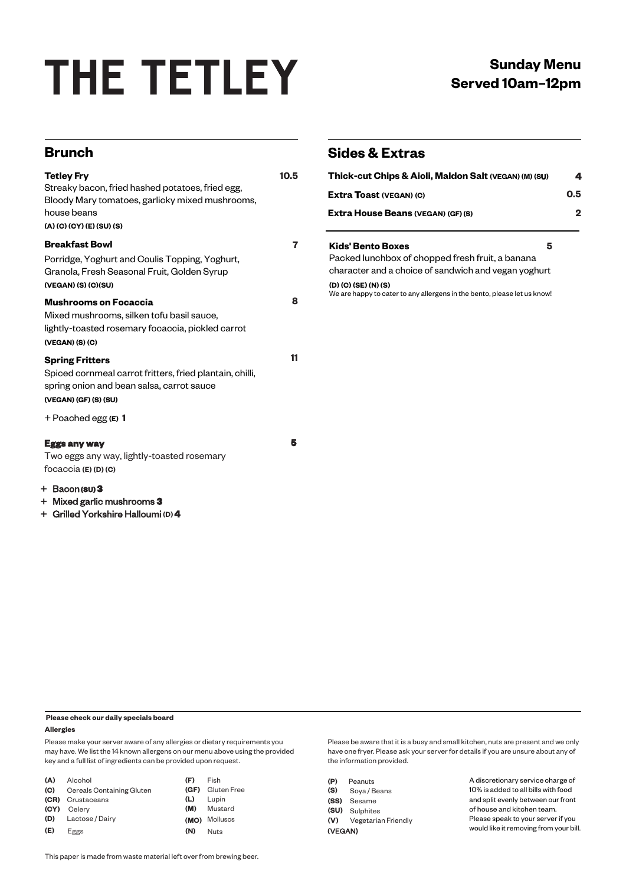# THE TETLEY

**Sunday Menu**
**Served 10am–12pm**

## Brunch

**Tetley Fry** **10.5**
Streaky bacon, fried hashed potatoes, fried egg, Bloody Mary tomatoes, garlicky mixed mushrooms, house beans
**(A) (C) (CY) (E) (SU) (S)**

**Breakfast Bowl** **7**
Porridge, Yoghurt and Coulis Topping, Yoghurt, Granola, Fresh Seasonal Fruit, Golden Syrup
**(VEGAN) (S) (C)(SU)**

**Mushrooms on Focaccia** **8**
Mixed mushrooms, silken tofu basil sauce, lightly-toasted rosemary focaccia, pickled carrot
**(VEGAN) (S) (C)**

**Spring Fritters** **11**
Spiced cornmeal carrot fritters, fried plantain, chilli, spring onion and bean salsa, carrot sauce
**(VEGAN) (GF) (S) (SU)**

+ Poached egg **(E)** **1**

**Eggs any way** **5**
Two eggs any way, lightly-toasted rosemary focaccia **(E) (D) (C)**

- \+ Bacon **(SU)** **3**
- \+ Mixed garlic mushrooms **3**
- \+ Grilled Yorkshire Halloumi **(D)** **4**

## Sides & Extras

**Thick-cut Chips & Aioli, Maldon Salt (VEGAN) (M) (SU)** **4**

**Extra Toast (VEGAN) (C)** **0.5**

**Extra House Beans (VEGAN) (GF) (S)** **2**

**Kids' Bento Boxes** **5**
Packed lunchbox of chopped fresh fruit, a banana character and a choice of sandwich and vegan yoghurt
**(D) (C) (SE) (N) (S)**
We are happy to cater to any allergens in the bento, please let us know!

---

**Please check our daily specials board**

**Allergies**

Please make your server aware of any allergies or dietary requirements you may have. We list the 14 known allergens on our menu above using the provided key and a full list of ingredients can be provided upon request.

Please be aware that it is a busy and small kitchen, nuts are present and we only have one fryer. Please ask your server for details if you are unsure about any of the information provided.

| | | | | | |
|---|---|---|---|---|---|
| **(A)** | Alcohol | **(F)** | Fish | **(P)** | Peanuts |
| **(C)** | Cereals Containing Gluten | **(GF)** | Gluten Free | **(S)** | Soya / Beans |
| **(CR)** | Crustaceans | **(L)** | Lupin | **(SS)** | Sesame |
| **(CY)** | Celery | **(M)** | Mustard | **(SU)** | Sulphites |
| **(D)** | Lactose / Dairy | **(MO)** | Molluscs | **(V)** | Vegetarian Friendly |
| **(E)** | Eggs | **(N)** | Nuts | **(VEGAN)** | |

A discretionary service charge of 10% is added to all bills with food and split evenly between our front of house and kitchen team. Please speak to your server if you would like it removing from your bill.

This paper is made from waste material left over from brewing beer.